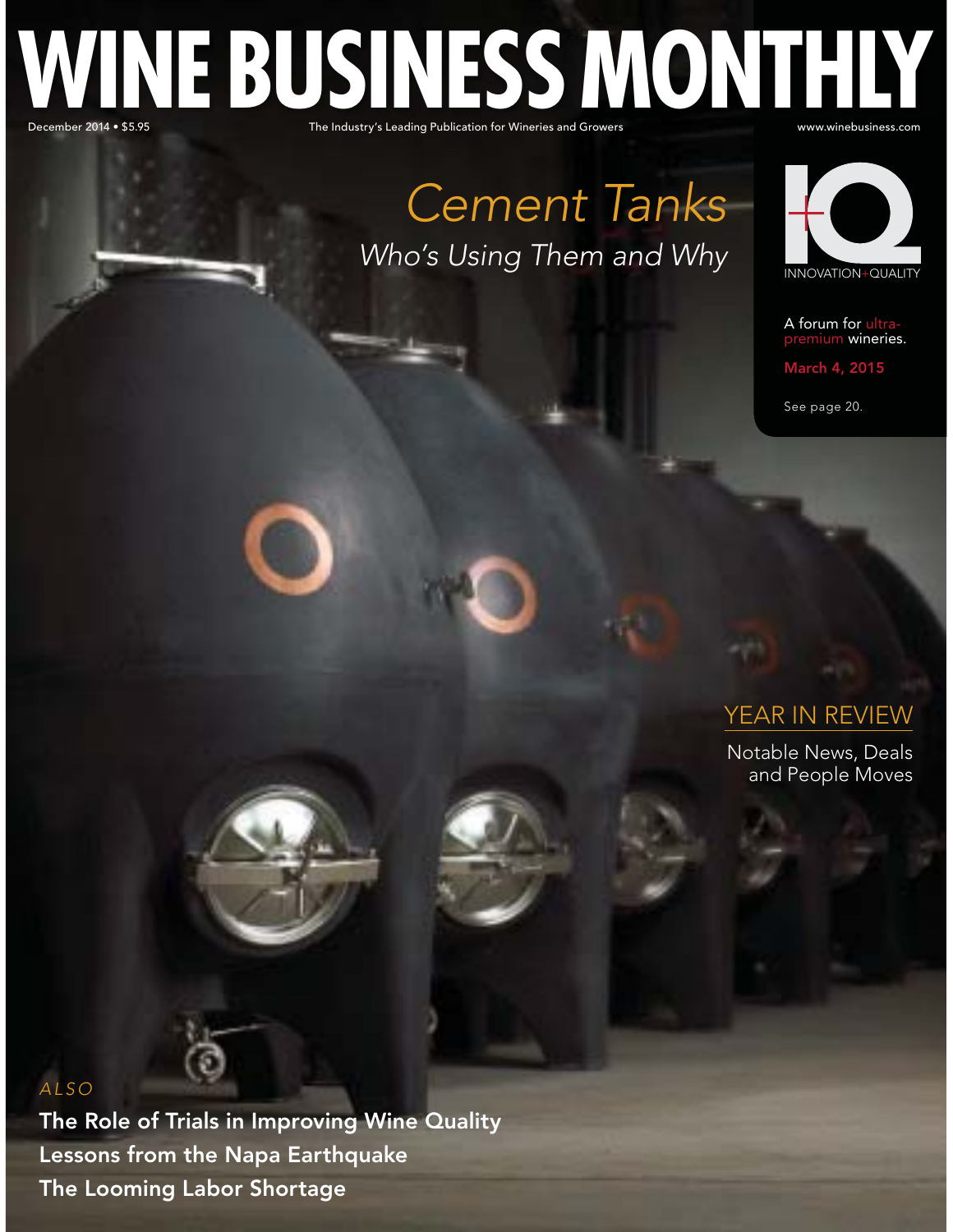# WINE BUSINESS MONTHLY

December 2014 • $5.95

The Industry's Leading Publication for Wineries and Growers

www.winebusiness.com

## *Cement Tanks*

*Who's Using Them and Why*

+IQ INNOVATION+QUALITY

A forum for ultra-premium wineries.

March 4, 2015

See page 20.

## YEAR IN REVIEW

Notable News, Deals and People Moves

*ALSO*

**The Role of Trials in Improving Wine Quality**

**Lessons from the Napa Earthquake**

**The Looming Labor Shortage**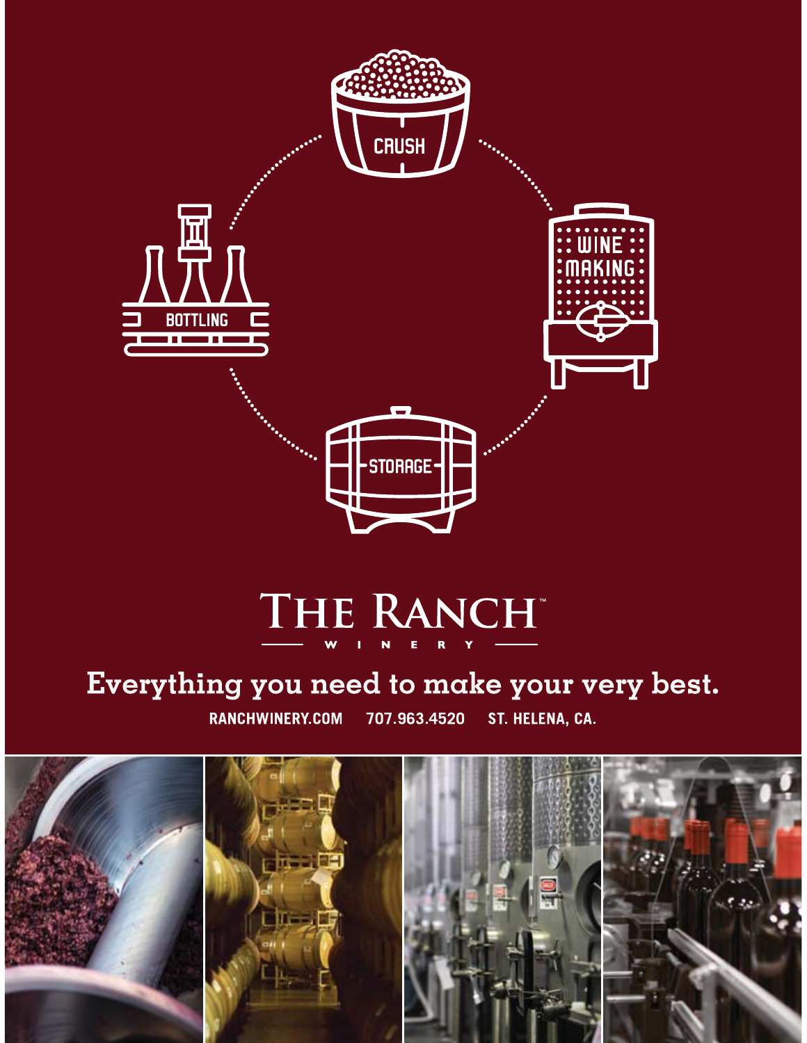CRUSH

WINE MAKING

STORAGE

BOTTLING

# THE RANCH™

WINERY

**Everything you need to make your very best.**

RANCHWINERY.COM 707.963.4520 ST. HELENA, CA.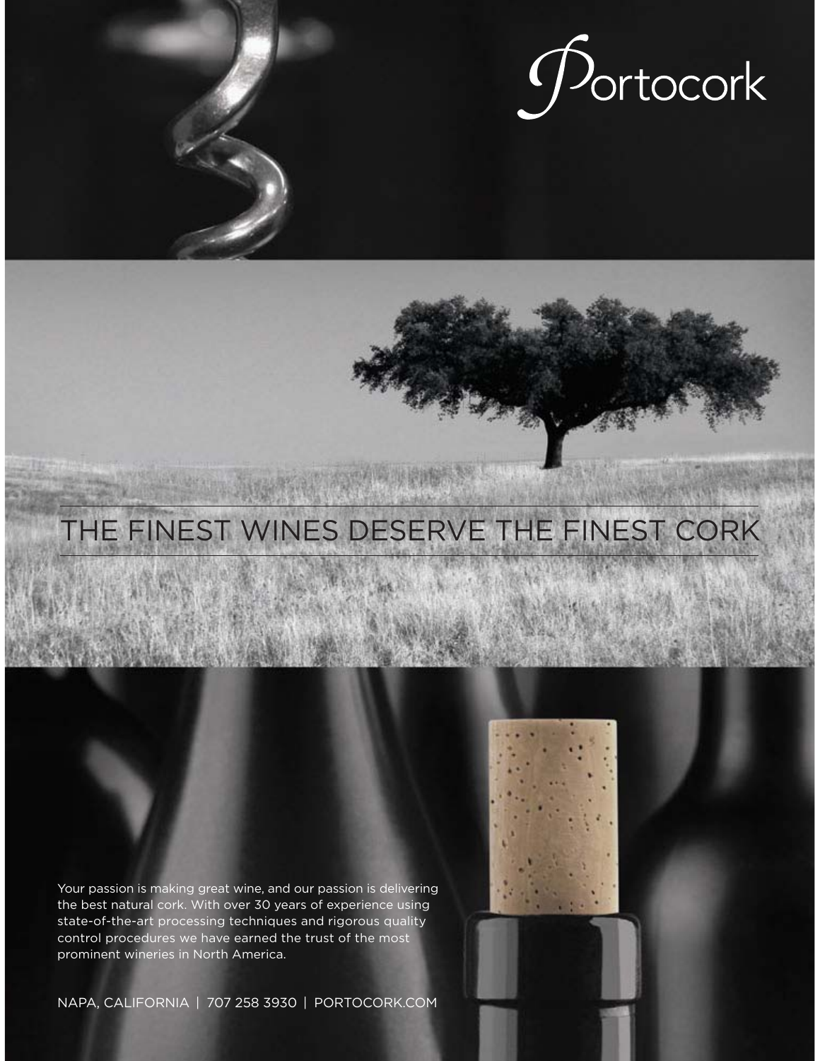Portocork

# THE FINEST WINES DESERVE THE FINEST CORK

Your passion is making great wine, and our passion is delivering the best natural cork. With over 30 years of experience using state-of-the-art processing techniques and rigorous quality control procedures we have earned the trust of the most prominent wineries in North America.

NAPA, CALIFORNIA | 707 258 3930 | PORTOCORK.COM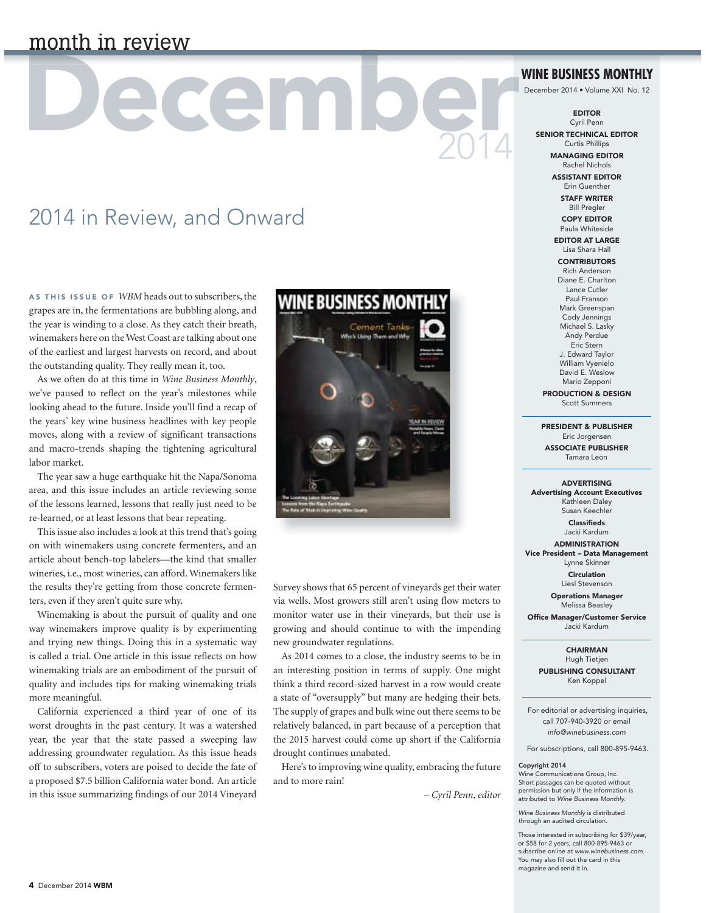# month in review

# December 2014

## 2014 in Review, and Onward

**AS THIS ISSUE OF** *WBM* heads out to subscribers, the grapes are in, the fermentations are bubbling along, and the year is winding to a close. As they catch their breath, winemakers here on the West Coast are talking about one of the earliest and largest harvests on record, and about the outstanding quality. They really mean it, too.

As we often do at this time in *Wine Business Monthly*, we've paused to reflect on the year's milestones while looking ahead to the future. Inside you'll find a recap of the years' key wine business headlines with key people moves, along with a review of significant transactions and macro-trends shaping the tightening agricultural labor market.

The year saw a huge earthquake hit the Napa/Sonoma area, and this issue includes an article reviewing some of the lessons learned, lessons that really just need to be re-learned, or at least lessons that bear repeating.

This issue also includes a look at this trend that's going on with winemakers using concrete fermenters, and an article about bench-top labelers—the kind that smaller wineries, i.e., most wineries, can afford. Winemakers like the results they're getting from those concrete fermenters, even if they aren't quite sure why.

Winemaking is about the pursuit of quality and one way winemakers improve quality is by experimenting and trying new things. Doing this in a systematic way is called a trial. One article in this issue reflects on how winemaking trials are an embodiment of the pursuit of quality and includes tips for making winemaking trials more meaningful.

California experienced a third year of one of its worst droughts in the past century. It was a watershed year, the year that the state passed a sweeping law addressing groundwater regulation. As this issue heads off to subscribers, voters are poised to decide the fate of a proposed $7.5 billion California water bond. An article in this issue summarizing findings of our 2014 Vineyard Survey shows that 65 percent of vineyards get their water via wells. Most growers still aren't using flow meters to monitor water use in their vineyards, but their use is growing and should continue to with the impending new groundwater regulations.

As 2014 comes to a close, the industry seems to be in an interesting position in terms of supply. One might think a third record-sized harvest in a row would create a state of "oversupply" but many are hedging their bets. The supply of grapes and bulk wine out there seems to be relatively balanced, in part because of a perception that the 2015 harvest could come up short if the California drought continues unabated.

Here's to improving wine quality, embracing the future and to more rain!

*– Cyril Penn, editor*

---

**WINE BUSINESS MONTHLY**
December 2014 • Volume XXI No. 12

**EDITOR**
Cyril Penn

**SENIOR TECHNICAL EDITOR**
Curtis Phillips

**MANAGING EDITOR**
Rachel Nichols

**ASSISTANT EDITOR**
Erin Guenther

**STAFF WRITER**
Bill Pregler

**COPY EDITOR**
Paula Whiteside

**EDITOR AT LARGE**
Lisa Shara Hall

**CONTRIBUTORS**
Rich Anderson
Diane E. Charlton
Lance Cutler
Paul Franson
Mark Greenspan
Cody Jennings
Michael S. Lasky
Andy Perdue
Eric Stern
J. Edward Taylor
William Vyenielo
David E. Weslow
Mario Zepponi

**PRODUCTION & DESIGN**
Scott Summers

**PRESIDENT & PUBLISHER**
Eric Jorgensen

**ASSOCIATE PUBLISHER**
Tamara Leon

**ADVERTISING**
**Advertising Account Executives**
Kathleen Daley
Susan Keechler

**Classifieds**
Jacki Kardum

**ADMINISTRATION**
**Vice President – Data Management**
Lynne Skinner

**Circulation**
Liesl Stevenson

**Operations Manager**
Melissa Beasley

**Office Manager/Customer Service**
Jacki Kardum

**CHAIRMAN**
Hugh Tietjen

**PUBLISHING CONSULTANT**
Ken Koppel

For editorial or advertising inquiries, call 707-940-3920 or email *info@winebusiness.com*

For subscriptions, call 800-895-9463.

**Copyright 2014**
Wine Communications Group, Inc.
Short passages can be quoted without permission but only if the information is attributed to *Wine Business Monthly*.

*Wine Business Monthly* is distributed through an audited circulation.

Those interested in subscribing for $39/year, or $58 for 2 years, call 800-895-9463 or subscribe online at *www.winebusiness.com*. You may also fill out the card in this magazine and send it in.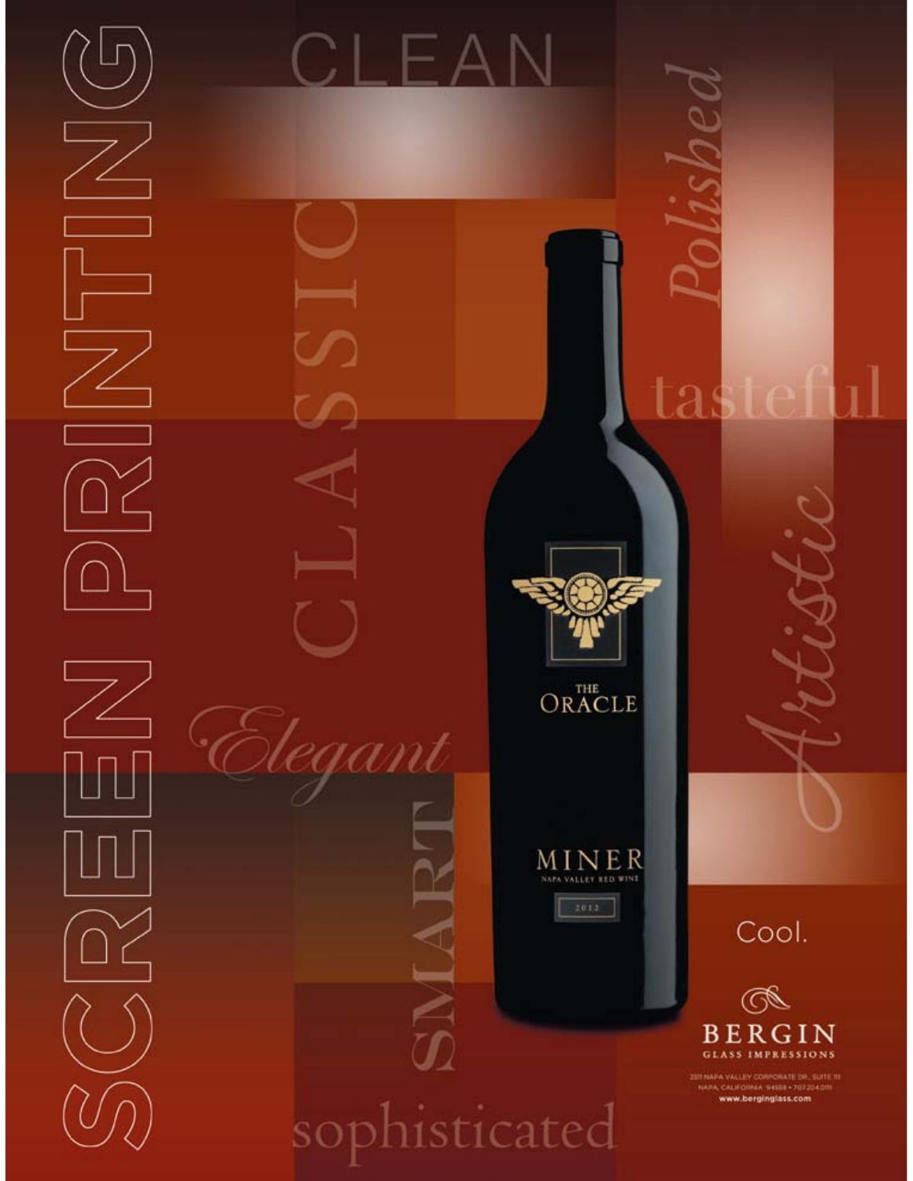# SCREEN PRINTING

CLEAN

CLASSIC

*Polished*

tasteful

*Artistic*

*Elegant*

SMART

sophisticated

THE ORACLE

MINER

NAPA VALLEY RED WINE

2012

Cool.

**BERGIN**

GLASS IMPRESSIONS

2511 NAPA VALLEY CORPORATE DR., SUITE 111
NAPA, CALIFORNIA 94558 • 707.224.0111
**www.berginglass.com**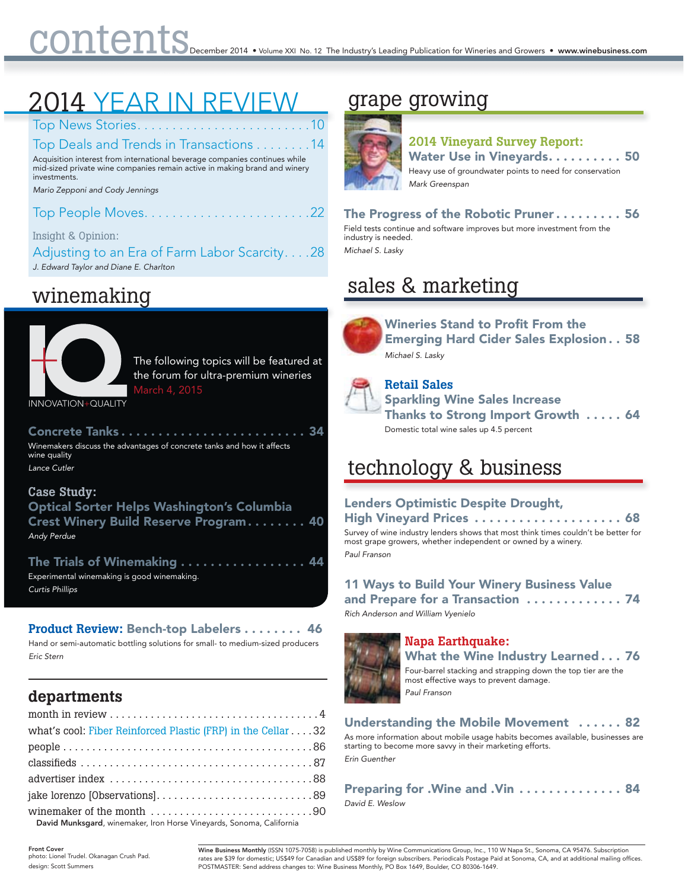# contents

December 2014 • Volume XXI No. 12 The Industry's Leading Publication for Wineries and Growers • www.winebusiness.com

## 2014 YEAR IN REVIEW

Top News Stories . . . . . . . . . . 10

Top Deals and Trends in Transactions . . . . . . . . 14
Acquisition interest from international beverage companies continues while mid-sized private wine companies remain active in making brand and winery investments.
*Mario Zepponi and Cody Jennings*

Top People Moves . . . . . . . . . . 22

Insight & Opinion:
Adjusting to an Era of Farm Labor Scarcity . . . . 28
*J. Edward Taylor and Diane E. Charlton*

## winemaking

INNOVATION+QUALITY

The following topics will be featured at the forum for ultra-premium wineries March 4, 2015

**Concrete Tanks . . . . . . . . . . 34**
Winemakers discuss the advantages of concrete tanks and how it affects wine quality
*Lance Cutler*

**Case Study:**
**Optical Sorter Helps Washington's Columbia Crest Winery Build Reserve Program . . . . . . . . 40**
*Andy Perdue*

**The Trials of Winemaking . . . . . . . . . . 44**
Experimental winemaking is good winemaking.
*Curtis Phillips*

**Product Review: Bench-top Labelers . . . . . . . . 46**
Hand or semi-automatic bottling solutions for small- to medium-sized producers
*Eric Stern*

## departments

month in review . . . . . . . . . . 4
what's cool: Fiber Reinforced Plastic (FRP) in the Cellar . . . . 32
people . . . . . . . . . . 86
classifieds . . . . . . . . . . 87
advertiser index . . . . . . . . . . 88
jake lorenzo [Observations] . . . . . . . . . . 89
winemaker of the month . . . . . . . . . . 90
**David Munksgard**, winemaker, Iron Horse Vineyards, Sonoma, California

## grape growing

**2014 Vineyard Survey Report: Water Use in Vineyards . . . . . . . . . . 50**
Heavy use of groundwater points to need for conservation
*Mark Greenspan*

**The Progress of the Robotic Pruner . . . . . . . . . 56**
Field tests continue and software improves but more investment from the industry is needed.
*Michael S. Lasky*

## sales & marketing

**Wineries Stand to Profit From the Emerging Hard Cider Sales Explosion . . 58**
*Michael S. Lasky*

**Retail Sales**
**Sparkling Wine Sales Increase Thanks to Strong Import Growth . . . . . 64**
Domestic total wine sales up 4.5 percent

## technology & business

**Lenders Optimistic Despite Drought, High Vineyard Prices . . . . . . . . . . 68**
Survey of wine industry lenders shows that most think times couldn't be better for most grape growers, whether independent or owned by a winery.
*Paul Franson*

**11 Ways to Build Your Winery Business Value and Prepare for a Transaction . . . . . . . . . . 74**
*Rich Anderson and William Vyenielo*

**Napa Earthquake:**
**What the Wine Industry Learned . . . 76**
Four-barrel stacking and strapping down the top tier are the most effective ways to prevent damage.
*Paul Franson*

**Understanding the Mobile Movement . . . . . . 82**
As more information about mobile usage habits becomes available, businesses are starting to become more savvy in their marketing efforts.
*Erin Guenther*

**Preparing for .Wine and .Vin . . . . . . . . . . 84**
*David E. Weslow*

**Front Cover**
photo: Lionel Trudel. Okanagan Crush Pad.
design: Scott Summers

**Wine Business Monthly** (ISSN 1075-7058) is published monthly by Wine Communications Group, Inc., 110 W Napa St., Sonoma, CA 95476. Subscription rates are $39 for domestic; US$49 for Canadian and US$89 for foreign subscribers. Periodicals Postage Paid at Sonoma, CA, and at additional mailing offices. POSTMASTER: Send address changes to: Wine Business Monthly, PO Box 1649, Boulder, CO 80306-1649.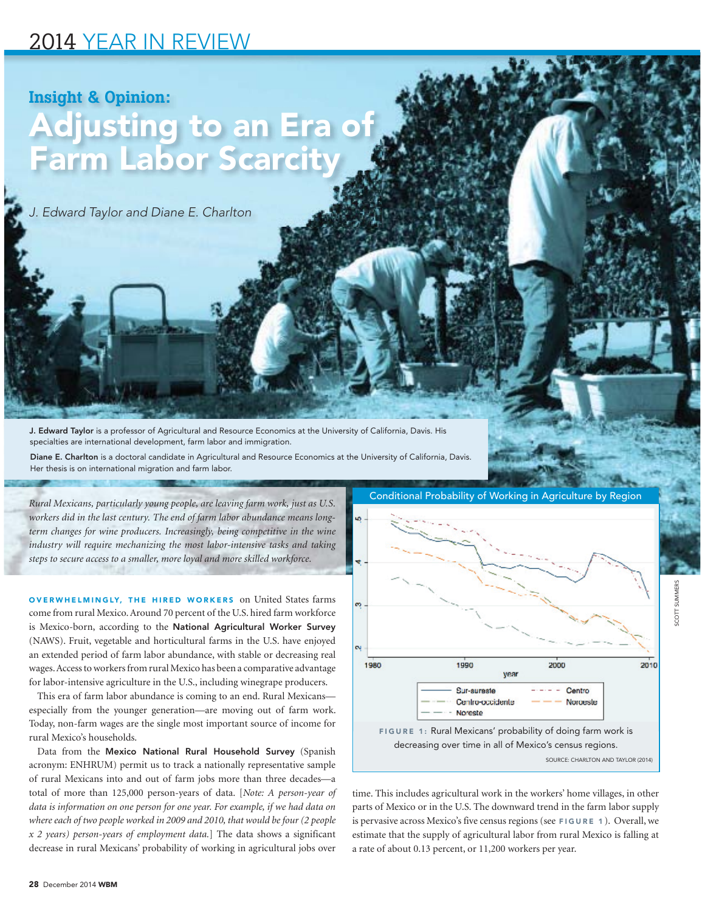## Insight & Opinion:

# Adjusting to an Era of Farm Labor Scarcity

*J. Edward Taylor and Diane E. Charlton*

**J. Edward Taylor** is a professor of Agricultural and Resource Economics at the University of California, Davis. His specialties are international development, farm labor and immigration.

**Diane E. Charlton** is a doctoral candidate in Agricultural and Resource Economics at the University of California, Davis. Her thesis is on international migration and farm labor.

*Rural Mexicans, particularly young people, are leaving farm work, just as U.S. workers did in the last century. The end of farm labor abundance means long-term changes for wine producers. Increasingly, being competitive in the wine industry will require mechanizing the most labor-intensive tasks and taking steps to secure access to a smaller, more loyal and more skilled workforce.*

**OVERWHELMINGLY, THE HIRED WORKERS** on United States farms come from rural Mexico. Around 70 percent of the U.S. hired farm workforce is Mexico-born, according to the **National Agricultural Worker Survey** (NAWS). Fruit, vegetable and horticultural farms in the U.S. have enjoyed an extended period of farm labor abundance, with stable or decreasing real wages. Access to workers from rural Mexico has been a comparative advantage for labor-intensive agriculture in the U.S., including winegrape producers.

This era of farm labor abundance is coming to an end. Rural Mexicans—especially from the younger generation—are moving out of farm work. Today, non-farm wages are the single most important source of income for rural Mexico's households.

Data from the **Mexico National Rural Household Survey** (Spanish acronym: ENHRUM) permit us to track a nationally representative sample of rural Mexicans into and out of farm jobs more than three decades—a total of more than 125,000 person-years of data. [*Note: A person-year of data is information on one person for one year. For example, if we had data on where each of two people worked in 2009 and 2010, that would be four (2 people x 2 years) person-years of employment data.*] The data shows a significant decrease in rural Mexicans' probability of working in agricultural jobs over time. This includes agricultural work in the workers' home villages, in other parts of Mexico or in the U.S. The downward trend in the farm labor supply is pervasive across Mexico's five census regions (see **FIGURE 1**). Overall, we estimate that the supply of agricultural labor from rural Mexico is falling at a rate of about 0.13 percent, or 11,200 workers per year.

**Conditional Probability of Working in Agriculture by Region**

**FIGURE 1:** Rural Mexicans' probability of doing farm work is decreasing over time in all of Mexico's census regions.

SOURCE: CHARLTON AND TAYLOR (2014)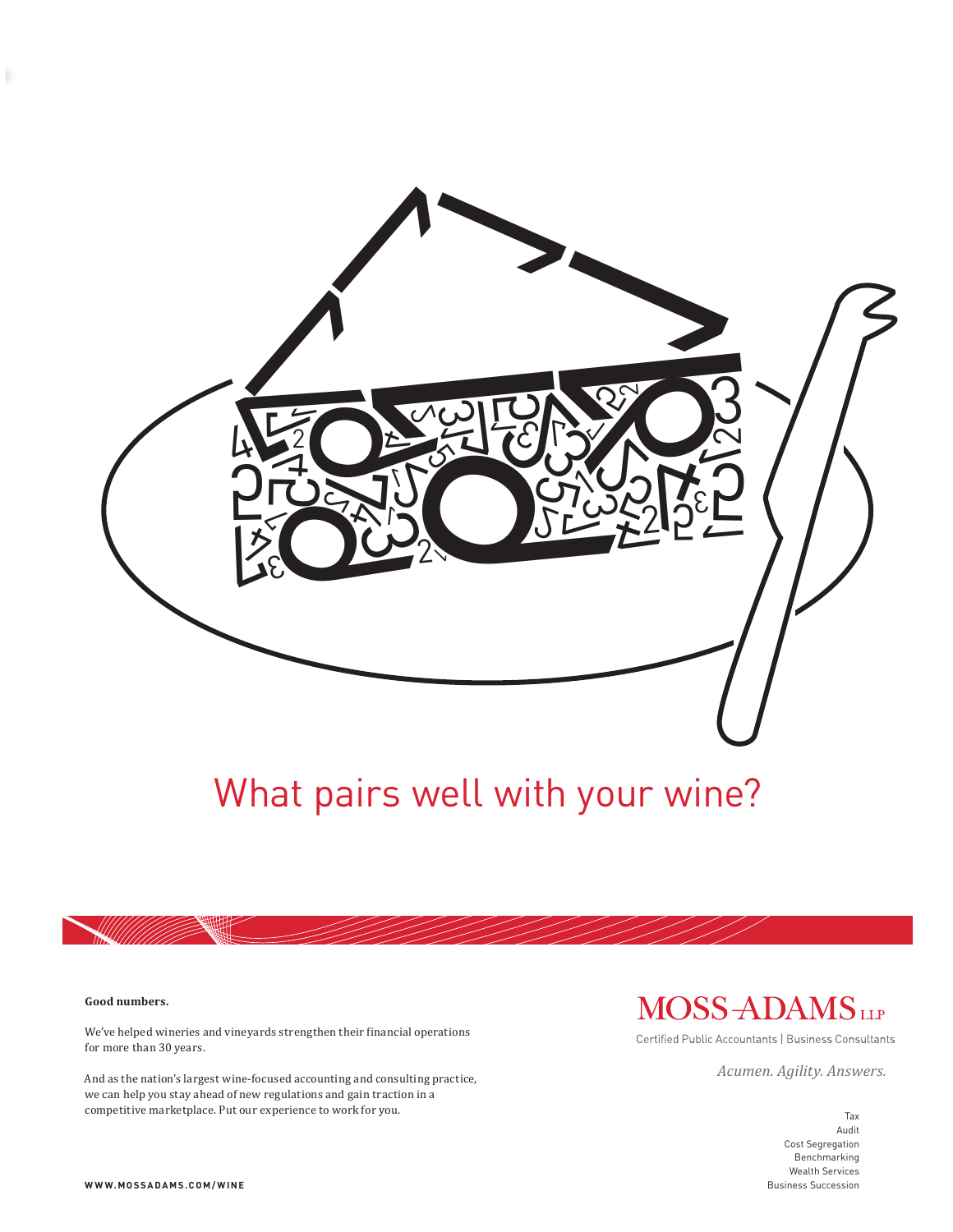What pairs well with your wine?

**Good numbers.**

We've helped wineries and vineyards strengthen their financial operations for more than 30 years.

And as the nation's largest wine-focused accounting and consulting practice, we can help you stay ahead of new regulations and gain traction in a competitive marketplace. Put our experience to work for you.

WWW.MOSSADAMS.COM/WINE

MOSS-ADAMS LLP

Certified Public Accountants | Business Consultants

*Acumen. Agility. Answers.*

Tax
Audit
Cost Segregation
Benchmarking
Wealth Services
Business Succession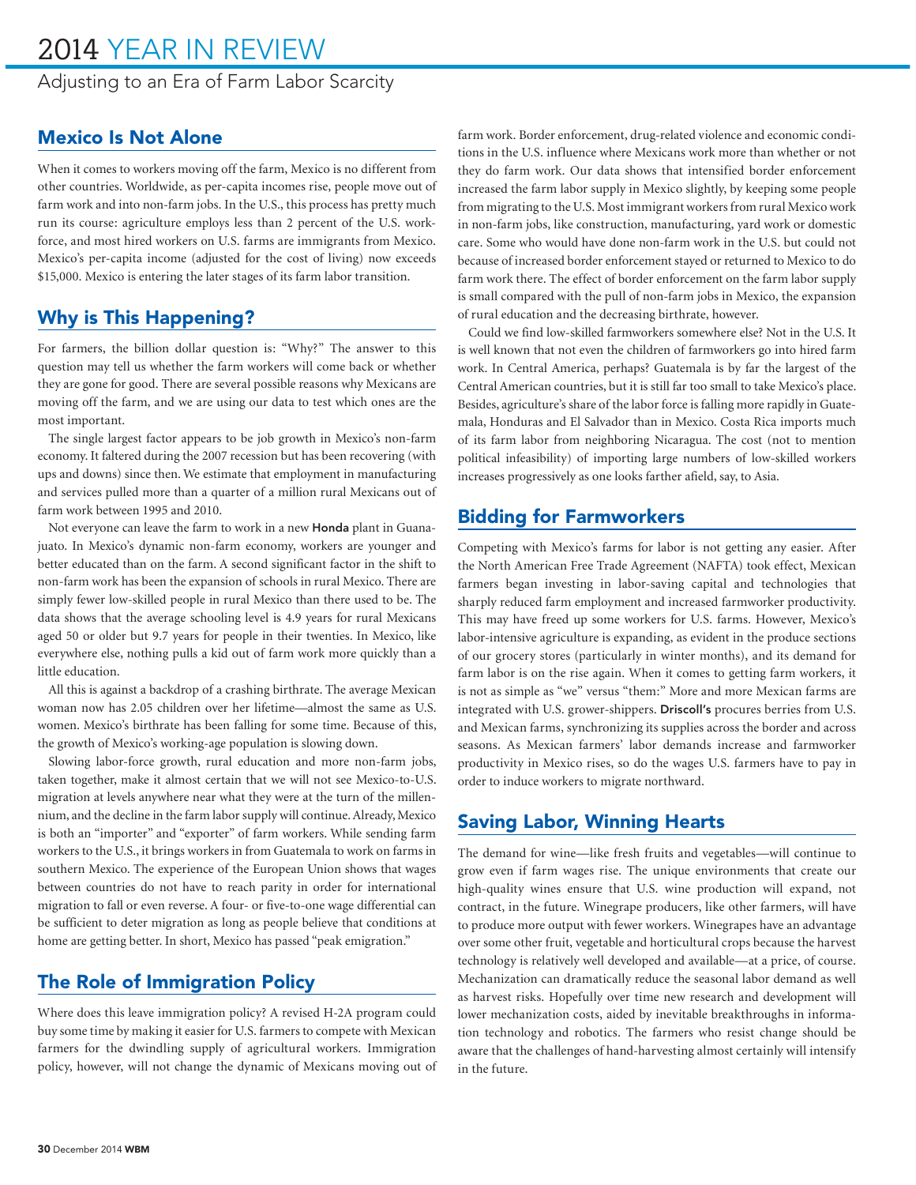## Adjusting to an Era of Farm Labor Scarcity

## Mexico Is Not Alone

When it comes to workers moving off the farm, Mexico is no different from other countries. Worldwide, as per-capita incomes rise, people move out of farm work and into non-farm jobs. In the U.S., this process has pretty much run its course: agriculture employs less than 2 percent of the U.S. workforce, and most hired workers on U.S. farms are immigrants from Mexico. Mexico's per-capita income (adjusted for the cost of living) now exceeds $15,000. Mexico is entering the later stages of its farm labor transition.

## Why is This Happening?

For farmers, the billion dollar question is: "Why?" The answer to this question may tell us whether the farm workers will come back or whether they are gone for good. There are several possible reasons why Mexicans are moving off the farm, and we are using our data to test which ones are the most important.

The single largest factor appears to be job growth in Mexico's non-farm economy. It faltered during the 2007 recession but has been recovering (with ups and downs) since then. We estimate that employment in manufacturing and services pulled more than a quarter of a million rural Mexicans out of farm work between 1995 and 2010.

Not everyone can leave the farm to work in a new **Honda** plant in Guanajuato. In Mexico's dynamic non-farm economy, workers are younger and better educated than on the farm. A second significant factor in the shift to non-farm work has been the expansion of schools in rural Mexico. There are simply fewer low-skilled people in rural Mexico than there used to be. The data shows that the average schooling level is 4.9 years for rural Mexicans aged 50 or older but 9.7 years for people in their twenties. In Mexico, like everywhere else, nothing pulls a kid out of farm work more quickly than a little education.

All this is against a backdrop of a crashing birthrate. The average Mexican woman now has 2.05 children over her lifetime—almost the same as U.S. women. Mexico's birthrate has been falling for some time. Because of this, the growth of Mexico's working-age population is slowing down.

Slowing labor-force growth, rural education and more non-farm jobs, taken together, make it almost certain that we will not see Mexico-to-U.S. migration at levels anywhere near what they were at the turn of the millennium, and the decline in the farm labor supply will continue. Already, Mexico is both an "importer" and "exporter" of farm workers. While sending farm workers to the U.S., it brings workers in from Guatemala to work on farms in southern Mexico. The experience of the European Union shows that wages between countries do not have to reach parity in order for international migration to fall or even reverse. A four- or five-to-one wage differential can be sufficient to deter migration as long as people believe that conditions at home are getting better. In short, Mexico has passed "peak emigration."

## The Role of Immigration Policy

Where does this leave immigration policy? A revised H-2A program could buy some time by making it easier for U.S. farmers to compete with Mexican farmers for the dwindling supply of agricultural workers. Immigration policy, however, will not change the dynamic of Mexicans moving out of farm work. Border enforcement, drug-related violence and economic conditions in the U.S. influence where Mexicans work more than whether or not they do farm work. Our data shows that intensified border enforcement increased the farm labor supply in Mexico slightly, by keeping some people from migrating to the U.S. Most immigrant workers from rural Mexico work in non-farm jobs, like construction, manufacturing, yard work or domestic care. Some who would have done non-farm work in the U.S. but could not because of increased border enforcement stayed or returned to Mexico to do farm work there. The effect of border enforcement on the farm labor supply is small compared with the pull of non-farm jobs in Mexico, the expansion of rural education and the decreasing birthrate, however.

Could we find low-skilled farmworkers somewhere else? Not in the U.S. It is well known that not even the children of farmworkers go into hired farm work. In Central America, perhaps? Guatemala is by far the largest of the Central American countries, but it is still far too small to take Mexico's place. Besides, agriculture's share of the labor force is falling more rapidly in Guatemala, Honduras and El Salvador than in Mexico. Costa Rica imports much of its farm labor from neighboring Nicaragua. The cost (not to mention political infeasibility) of importing large numbers of low-skilled workers increases progressively as one looks farther afield, say, to Asia.

## Bidding for Farmworkers

Competing with Mexico's farms for labor is not getting any easier. After the North American Free Trade Agreement (NAFTA) took effect, Mexican farmers began investing in labor-saving capital and technologies that sharply reduced farm employment and increased farmworker productivity. This may have freed up some workers for U.S. farms. However, Mexico's labor-intensive agriculture is expanding, as evident in the produce sections of our grocery stores (particularly in winter months), and its demand for farm labor is on the rise again. When it comes to getting farm workers, it is not as simple as "we" versus "them:" More and more Mexican farms are integrated with U.S. grower-shippers. **Driscoll's** procures berries from U.S. and Mexican farms, synchronizing its supplies across the border and across seasons. As Mexican farmers' labor demands increase and farmworker productivity in Mexico rises, so do the wages U.S. farmers have to pay in order to induce workers to migrate northward.

## Saving Labor, Winning Hearts

The demand for wine—like fresh fruits and vegetables—will continue to grow even if farm wages rise. The unique environments that create our high-quality wines ensure that U.S. wine production will expand, not contract, in the future. Winegrape producers, like other farmers, will have to produce more output with fewer workers. Winegrapes have an advantage over some other fruit, vegetable and horticultural crops because the harvest technology is relatively well developed and available—at a price, of course. Mechanization can dramatically reduce the seasonal labor demand as well as harvest risks. Hopefully over time new research and development will lower mechanization costs, aided by inevitable breakthroughs in information technology and robotics. The farmers who resist change should be aware that the challenges of hand-harvesting almost certainly will intensify in the future.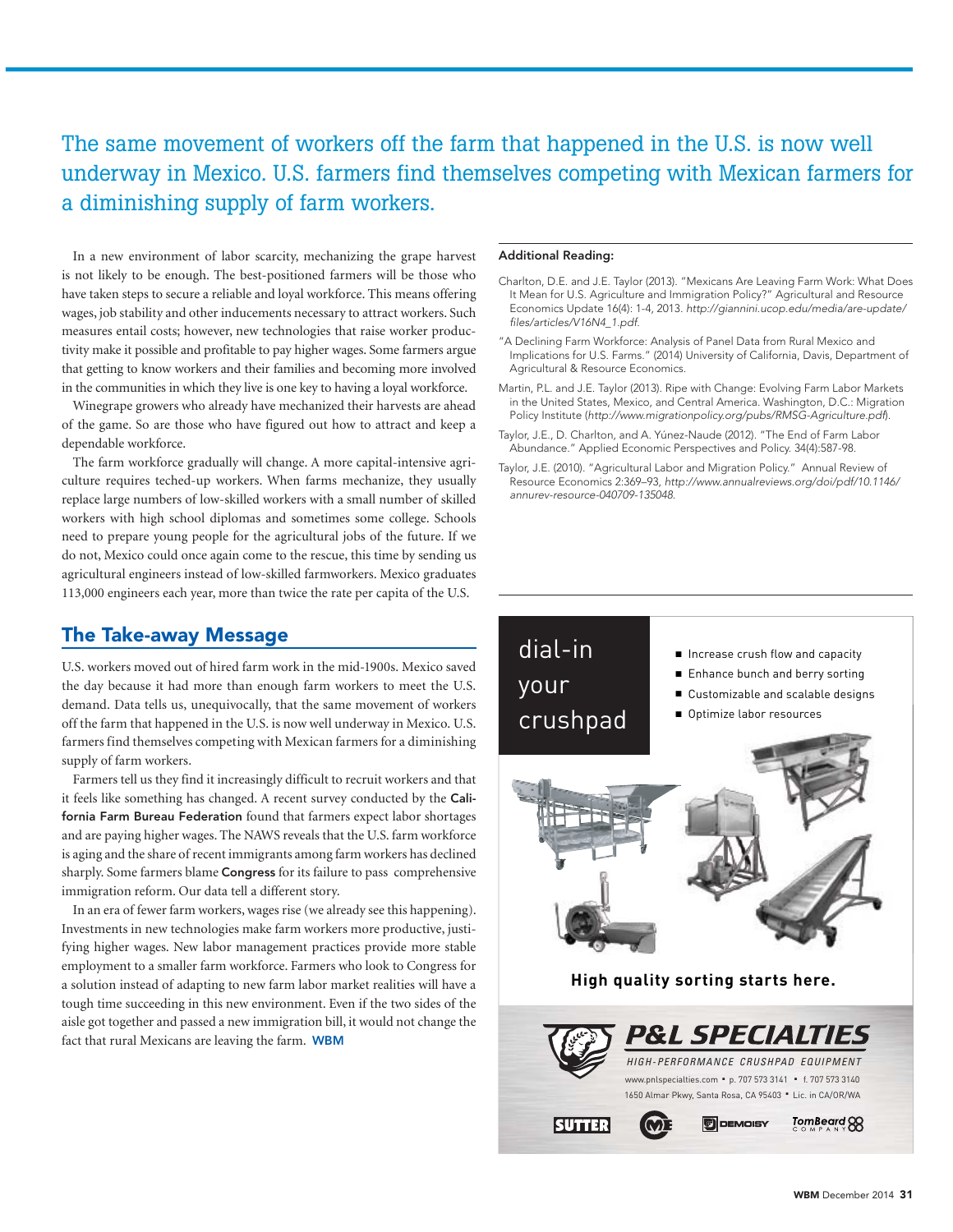The same movement of workers off the farm that happened in the U.S. is now well underway in Mexico. U.S. farmers find themselves competing with Mexican farmers for a diminishing supply of farm workers.

In a new environment of labor scarcity, mechanizing the grape harvest is not likely to be enough. The best-positioned farmers will be those who have taken steps to secure a reliable and loyal workforce. This means offering wages, job stability and other inducements necessary to attract workers. Such measures entail costs; however, new technologies that raise worker productivity make it possible and profitable to pay higher wages. Some farmers argue that getting to know workers and their families and becoming more involved in the communities in which they live is one key to having a loyal workforce.

Winegrape growers who already have mechanized their harvests are ahead of the game. So are those who have figured out how to attract and keep a dependable workforce.

The farm workforce gradually will change. A more capital-intensive agriculture requires teched-up workers. When farms mechanize, they usually replace large numbers of low-skilled workers with a small number of skilled workers with high school diplomas and sometimes some college. Schools need to prepare young people for the agricultural jobs of the future. If we do not, Mexico could once again come to the rescue, this time by sending us agricultural engineers instead of low-skilled farmworkers. Mexico graduates 113,000 engineers each year, more than twice the rate per capita of the U.S.

## The Take-away Message

U.S. workers moved out of hired farm work in the mid-1900s. Mexico saved the day because it had more than enough farm workers to meet the U.S. demand. Data tells us, unequivocally, that the same movement of workers off the farm that happened in the U.S. is now well underway in Mexico. U.S. farmers find themselves competing with Mexican farmers for a diminishing supply of farm workers.

Farmers tell us they find it increasingly difficult to recruit workers and that it feels like something has changed. A recent survey conducted by the **California Farm Bureau Federation** found that farmers expect labor shortages and are paying higher wages. The NAWS reveals that the U.S. farm workforce is aging and the share of recent immigrants among farm workers has declined sharply. Some farmers blame **Congress** for its failure to pass comprehensive immigration reform. Our data tell a different story.

In an era of fewer farm workers, wages rise (we already see this happening). Investments in new technologies make farm workers more productive, justifying higher wages. New labor management practices provide more stable employment to a smaller farm workforce. Farmers who look to Congress for a solution instead of adapting to new farm labor market realities will have a tough time succeeding in this new environment. Even if the two sides of the aisle got together and passed a new immigration bill, it would not change the fact that rural Mexicans are leaving the farm. **WBM**

### Additional Reading:

Charlton, D.E. and J.E. Taylor (2013). "Mexicans Are Leaving Farm Work: What Does It Mean for U.S. Agriculture and Immigration Policy?" Agricultural and Resource Economics Update 16(4): 1-4, 2013. *http://giannini.ucop.edu/media/are-update/files/articles/V16N4_1.pdf.*

"A Declining Farm Workforce: Analysis of Panel Data from Rural Mexico and Implications for U.S. Farms." (2014) University of California, Davis, Department of Agricultural & Resource Economics.

Martin, P.L. and J.E. Taylor (2013). Ripe with Change: Evolving Farm Labor Markets in the United States, Mexico, and Central America. Washington, D.C.: Migration Policy Institute (*http://www.migrationpolicy.org/pubs/RMSG-Agriculture.pdf*).

Taylor, J.E., D. Charlton, and A. Yúnez-Naude (2012). "The End of Farm Labor Abundance." Applied Economic Perspectives and Policy. 34(4):587-98.

Taylor, J.E. (2010). "Agricultural Labor and Migration Policy." Annual Review of Resource Economics 2:369–93, *http://www.annualreviews.org/doi/pdf/10.1146/annurev-resource-040709-135048.*